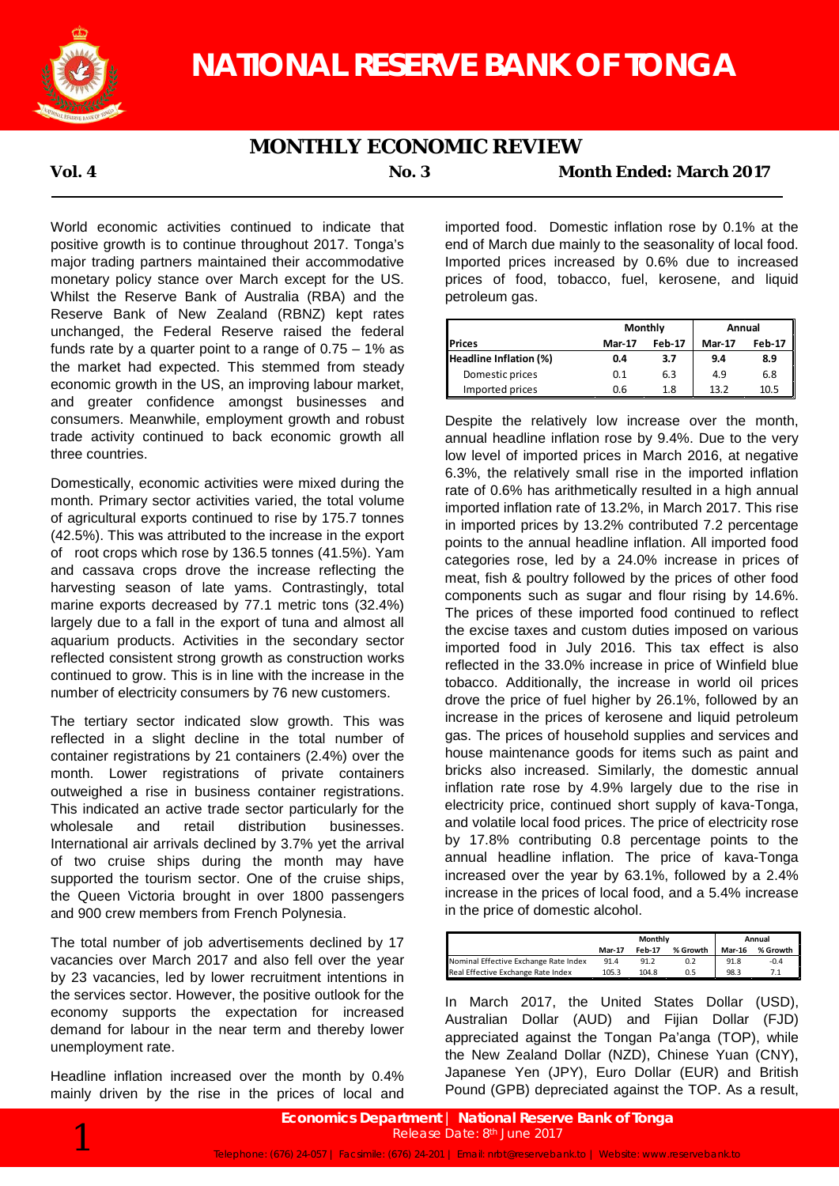# NATIONAL RESERVE BANK OF TONGA

## MONTHLY ECONOMIC REVIEW

**Vol. 4** **No. 3** **Month Ended: March 2017**

World economic activities continued to indicate that positive growth is to continue throughout 2017. Tonga's major trading partners maintained their accommodative monetary policy stance over March except for the US. Whilst the Reserve Bank of Australia (RBA) and the Reserve Bank of New Zealand (RBNZ) kept rates unchanged, the Federal Reserve raised the federal funds rate by a quarter point to a range of 0.75 – 1% as the market had expected. This stemmed from steady economic growth in the US, an improving labour market, and greater confidence amongst businesses and consumers. Meanwhile, employment growth and robust trade activity continued to back economic growth all three countries.

Domestically, economic activities were mixed during the month. Primary sector activities varied, the total volume of agricultural exports continued to rise by 175.7 tonnes (42.5%). This was attributed to the increase in the export of root crops which rose by 136.5 tonnes (41.5%). Yam and cassava crops drove the increase reflecting the harvesting season of late yams. Contrastingly, total marine exports decreased by 77.1 metric tons (32.4%) largely due to a fall in the export of tuna and almost all aquarium products. Activities in the secondary sector reflected consistent strong growth as construction works continued to grow. This is in line with the increase in the number of electricity consumers by 76 new customers.

The tertiary sector indicated slow growth. This was reflected in a slight decline in the total number of container registrations by 21 containers (2.4%) over the month. Lower registrations of private containers outweighed a rise in business container registrations. This indicated an active trade sector particularly for the wholesale and retail distribution businesses. International air arrivals declined by 3.7% yet the arrival of two cruise ships during the month may have supported the tourism sector. One of the cruise ships, the Queen Victoria brought in over 1800 passengers and 900 crew members from French Polynesia.

The total number of job advertisements declined by 17 vacancies over March 2017 and also fell over the year by 23 vacancies, led by lower recruitment intentions in the services sector. However, the positive outlook for the economy supports the expectation for increased demand for labour in the near term and thereby lower unemployment rate.

Headline inflation increased over the month by 0.4% mainly driven by the rise in the prices of local and imported food. Domestic inflation rose by 0.1% at the end of March due mainly to the seasonality of local food. Imported prices increased by 0.6% due to increased prices of food, tobacco, fuel, kerosene, and liquid petroleum gas.

| Prices | Monthly | | Annual | |
|---|---|---|---|---|
| | Mar-17 | Feb-17 | Mar-17 | Feb-17 |
| **Headline Inflation (%)** | **0.4** | **3.7** | **9.4** | **8.9** |
| Domestic prices | 0.1 | 6.3 | 4.9 | 6.8 |
| Imported prices | 0.6 | 1.8 | 13.2 | 10.5 |

Despite the relatively low increase over the month, annual headline inflation rose by 9.4%. Due to the very low level of imported prices in March 2016, at negative 6.3%, the relatively small rise in the imported inflation rate of 0.6% has arithmetically resulted in a high annual imported inflation rate of 13.2%, in March 2017. This rise in imported prices by 13.2% contributed 7.2 percentage points to the annual headline inflation. All imported food categories rose, led by a 24.0% increase in prices of meat, fish & poultry followed by the prices of other food components such as sugar and flour rising by 14.6%. The prices of these imported food continued to reflect the excise taxes and custom duties imposed on various imported food in July 2016. This tax effect is also reflected in the 33.0% increase in price of Winfield blue tobacco. Additionally, the increase in world oil prices drove the price of fuel higher by 26.1%, followed by an increase in the prices of kerosene and liquid petroleum gas. The prices of household supplies and services and house maintenance goods for items such as paint and bricks also increased. Similarly, the domestic annual inflation rate rose by 4.9% largely due to the rise in electricity price, continued short supply of kava-Tonga, and volatile local food prices. The price of electricity rose by 17.8% contributing 0.8 percentage points to the annual headline inflation. The price of kava-Tonga increased over the year by 63.1%, followed by a 2.4% increase in the prices of local food, and a 5.4% increase in the price of domestic alcohol.

| | Monthly | | | Annual | |
|---|---|---|---|---|---|
| | Mar-17 | Feb-17 | % Growth | Mar-16 | % Growth |
| Nominal Effective Exchange Rate Index | 91.4 | 91.2 | 0.2 | 91.8 | -0.4 |
| Real Effective Exchange Rate Index | 105.3 | 104.8 | 0.5 | 98.3 | 7.1 |

In March 2017, the United States Dollar (USD), Australian Dollar (AUD) and Fijian Dollar (FJD) appreciated against the Tongan Pa'anga (TOP), while the New Zealand Dollar (NZD), Chinese Yuan (CNY), Japanese Yen (JPY), Euro Dollar (EUR) and British Pound (GPB) depreciated against the TOP. As a result,

**Economics Department | National Reserve Bank of Tonga**
Release Date: 8th June 2017
Telephone: (676) 24-057 | Facsimile: (676) 24-201 | Email: nrbt@reservebank.to | Website: www.reservebank.to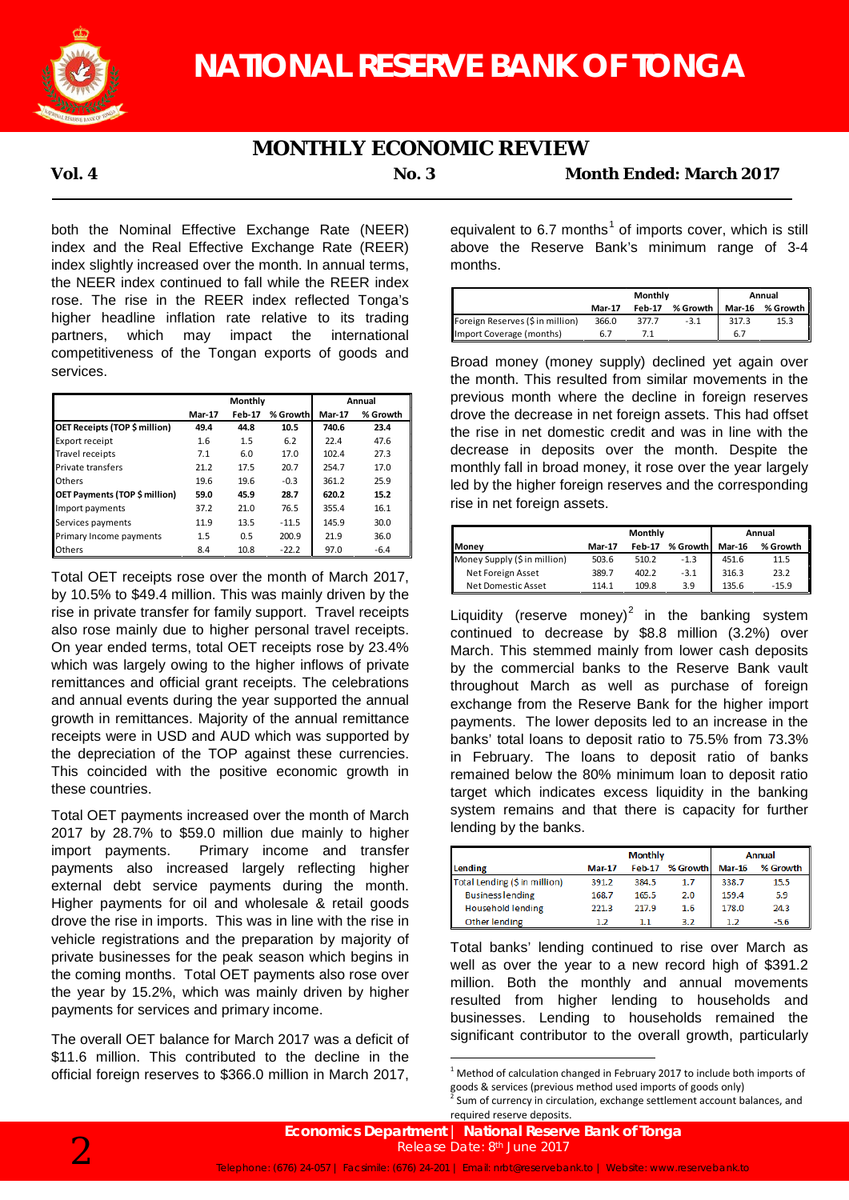both the Nominal Effective Exchange Rate (NEER) index and the Real Effective Exchange Rate (REER) index slightly increased over the month. In annual terms, the NEER index continued to fall while the REER index rose. The rise in the REER index reflected Tonga's higher headline inflation rate relative to its trading partners, which may impact the international competitiveness of the Tongan exports of goods and services.

| | Monthly | | | Annual | |
|---|---|---|---|---|---|
| | Mar-17 | Feb-17 | % Growth | Mar-17 | % Growth |
| **OET Receipts (TOP $ million)** | **49.4** | **44.8** | **10.5** | **740.6** | **23.4** |
| Export receipt | 1.6 | 1.5 | 6.2 | 22.4 | 47.6 |
| Travel receipts | 7.1 | 6.0 | 17.0 | 102.4 | 27.3 |
| Private transfers | 21.2 | 17.5 | 20.7 | 254.7 | 17.0 |
| Others | 19.6 | 19.6 | -0.3 | 361.2 | 25.9 |
| **OET Payments (TOP $ million)** | **59.0** | **45.9** | **28.7** | **620.2** | **15.2** |
| Import payments | 37.2 | 21.0 | 76.5 | 355.4 | 16.1 |
| Services payments | 11.9 | 13.5 | -11.5 | 145.9 | 30.0 |
| Primary Income payments | 1.5 | 0.5 | 200.9 | 21.9 | 36.0 |
| Others | 8.4 | 10.8 | -22.2 | 97.0 | -6.4 |

Total OET receipts rose over the month of March 2017, by 10.5% to $49.4 million. This was mainly driven by the rise in private transfer for family support. Travel receipts also rose mainly due to higher personal travel receipts. On year ended terms, total OET receipts rose by 23.4% which was largely owing to the higher inflows of private remittances and official grant receipts. The celebrations and annual events during the year supported the annual growth in remittances. Majority of the annual remittance receipts were in USD and AUD which was supported by the depreciation of the TOP against these currencies. This coincided with the positive economic growth in these countries.

Total OET payments increased over the month of March 2017 by 28.7% to $59.0 million due mainly to higher import payments. Primary income and transfer payments also increased largely reflecting higher external debt service payments during the month. Higher payments for oil and wholesale & retail goods drove the rise in imports. This was in line with the rise in vehicle registrations and the preparation by majority of private businesses for the peak season which begins in the coming months. Total OET payments also rose over the year by 15.2%, which was mainly driven by higher payments for services and primary income.

The overall OET balance for March 2017 was a deficit of $11.6 million. This contributed to the decline in the official foreign reserves to $366.0 million in March 2017, equivalent to 6.7 months[1] of imports cover, which is still above the Reserve Bank's minimum range of 3-4 months.

| | Monthly | | | Annual | |
|---|---|---|---|---|---|
| | Mar-17 | Feb-17 | % Growth | Mar-16 | % Growth |
| Foreign Reserves ($ in million) | 366.0 | 377.7 | -3.1 | 317.3 | 15.3 |
| Import Coverage (months) | 6.7 | 7.1 | | 6.7 | |

Broad money (money supply) declined yet again over the month. This resulted from similar movements in the previous month where the decline in foreign reserves drove the decrease in net foreign assets. This had offset the rise in net domestic credit and was in line with the decrease in deposits over the month. Despite the monthly fall in broad money, it rose over the year largely led by the higher foreign reserves and the corresponding rise in net foreign assets.

| | Monthly | | | Annual | |
|---|---|---|---|---|---|
| **Money** | **Mar-17** | **Feb-17** | **% Growth** | **Mar-16** | **% Growth** |
| Money Supply ($ in million) | 503.6 | 510.2 | -1.3 | 451.6 | 11.5 |
| Net Foreign Asset | 389.7 | 402.2 | -3.1 | 316.3 | 23.2 |
| Net Domestic Asset | 114.1 | 109.8 | 3.9 | 135.6 | -15.9 |

Liquidity (reserve money)[2] in the banking system continued to decrease by $8.8 million (3.2%) over March. This stemmed mainly from lower cash deposits by the commercial banks to the Reserve Bank vault throughout March as well as purchase of foreign exchange from the Reserve Bank for the higher import payments. The lower deposits led to an increase in the banks' total loans to deposit ratio to 75.5% from 73.3% in February. The loans to deposit ratio of banks remained below the 80% minimum loan to deposit ratio target which indicates excess liquidity in the banking system remains and that there is capacity for further lending by the banks.

| | Monthly | | | Annual | |
|---|---|---|---|---|---|
| **Lending** | **Mar-17** | **Feb-17** | **% Growth** | **Mar-16** | **% Growth** |
| Total Lending ($ in million) | 391.2 | 384.5 | 1.7 | 338.7 | 15.5 |
| Business lending | 168.7 | 165.5 | 2.0 | 159.4 | 5.9 |
| Household lending | 221.3 | 217.9 | 1.6 | 178.0 | 24.3 |
| Other lending | 1.2 | 1.1 | 3.2 | 1.2 | -5.6 |

Total banks' lending continued to rise over March as well as over the year to a new record high of $391.2 million. Both the monthly and annual movements resulted from higher lending to households and businesses. Lending to households remained the significant contributor to the overall growth, particularly

[1] Method of calculation changed in February 2017 to include both imports of goods & services (previous method used imports of goods only)

[2] Sum of currency in circulation, exchange settlement account balances, and required reserve deposits.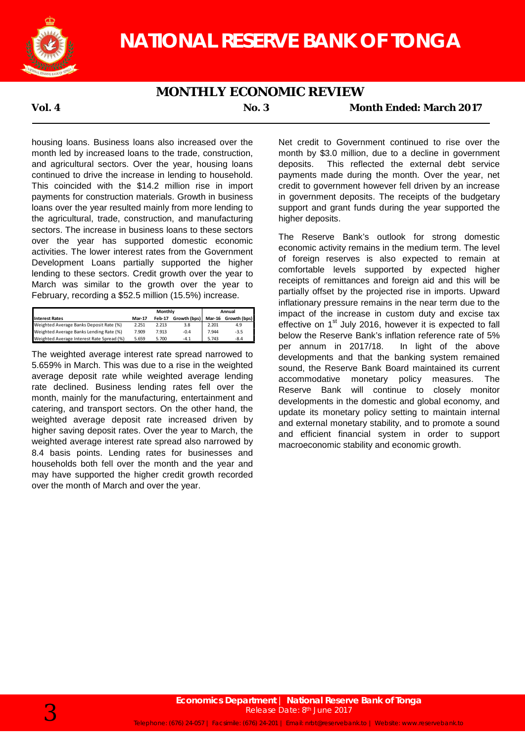housing loans. Business loans also increased over the month led by increased loans to the trade, construction, and agricultural sectors. Over the year, housing loans continued to drive the increase in lending to household. This coincided with the $14.2 million rise in import payments for construction materials. Growth in business loans over the year resulted mainly from more lending to the agricultural, trade, construction, and manufacturing sectors. The increase in business loans to these sectors over the year has supported domestic economic activities. The lower interest rates from the Government Development Loans partially supported the higher lending to these sectors. Credit growth over the year to March was similar to the growth over the year to February, recording a $52.5 million (15.5%) increase.

| | Monthly | | | Annual | |
|---|---|---|---|---|---|
| **Interest Rates** | **Mar-17** | **Feb-17** | **Growth (bps)** | **Mar-16** | **Growth (bps)** |
| Weighted Average Banks Deposit Rate (%) | 2.251 | 2.213 | 3.8 | 2.201 | 4.9 |
| Weighted Average Banks Lending Rate (%) | 7.909 | 7.913 | -0.4 | 7.944 | -3.5 |
| Weighted Average Interest Rate Spread (%) | 5.659 | 5.700 | -4.1 | 5.743 | -8.4 |

The weighted average interest rate spread narrowed to 5.659% in March. This was due to a rise in the weighted average deposit rate while weighted average lending rate declined. Business lending rates fell over the month, mainly for the manufacturing, entertainment and catering, and transport sectors. On the other hand, the weighted average deposit rate increased driven by higher saving deposit rates. Over the year to March, the weighted average interest rate spread also narrowed by 8.4 basis points. Lending rates for businesses and households both fell over the month and the year and may have supported the higher credit growth recorded over the month of March and over the year.

Net credit to Government continued to rise over the month by $3.0 million, due to a decline in government deposits. This reflected the external debt service payments made during the month. Over the year, net credit to government however fell driven by an increase in government deposits. The receipts of the budgetary support and grant funds during the year supported the higher deposits.

The Reserve Bank's outlook for strong domestic economic activity remains in the medium term. The level of foreign reserves is also expected to remain at comfortable levels supported by expected higher receipts of remittances and foreign aid and this will be partially offset by the projected rise in imports. Upward inflationary pressure remains in the near term due to the impact of the increase in custom duty and excise tax effective on 1st July 2016, however it is expected to fall below the Reserve Bank's inflation reference rate of 5% per annum in 2017/18. In light of the above developments and that the banking system remained sound, the Reserve Bank Board maintained its current accommodative monetary policy measures. The Reserve Bank will continue to closely monitor developments in the domestic and global economy, and update its monetary policy setting to maintain internal and external monetary stability, and to promote a sound and efficient financial system in order to support macroeconomic stability and economic growth.